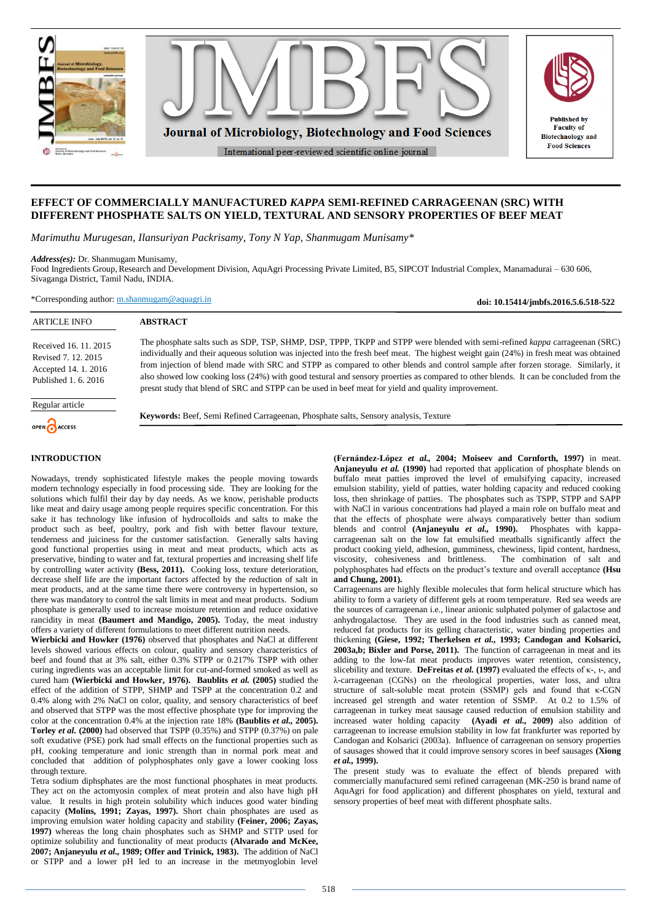# EFFECT OF COMMERCIALLY MANUFACTURED *KAPPA* SEMI-REFINED CARRAGEENAN (SRC) WITH DIFFERENT PHOSPHATE SALTS ON YIELD, TEXTURAL AND SENSORY PROPERTIES OF BEEF MEAT

*Marimuthu Murugesan, Ilansuriyan Packrisamy, Tony N Yap, Shanmugam Munisamy\**

***Address(es):*** Dr. Shanmugam Munisamy,
Food Ingredients Group, Research and Development Division, AquAgri Processing Private Limited, B5, SIPCOT Industrial Complex, Manamadurai – 630 606, Sivaganga District, Tamil Nadu, INDIA.

\*Corresponding author: m.shanmugam@aquagri.in

**doi: 10.15414/jmbfs.2016.5.6.518-522**

ARTICLE INFO

Received 16. 11. 2015
Revised 7. 12. 2015
Accepted 14. 1. 2016
Published 1. 6. 2016

Regular article

OPEN ACCESS

## ABSTRACT

The phosphate salts such as SDP, TSP, SHMP, DSP, TPPP, TKPP and STPP were blended with semi-refined *kappa* carrageenan (SRC) individually and their aqueous solution was injected into the fresh beef meat. The highest weight gain (24%) in fresh meat was obtained from injection of blend made with SRC and STPP as compared to other blends and control sample after forzen storage. Similarly, it also showed low cooking loss (24%) with good testural and sensory proerties as compared to other blends. It can be concluded from the presnt study that blend of SRC and STPP can be used in beef meat for yield and quality improvement.

**Keywords:** Beef, Semi Refined Carrageenan, Phosphate salts, Sensory analysis, Texture

## INTRODUCTION

Nowadays, trendy sophisticated lifestyle makes the people moving towards modern technology especially in food processing side. They are looking for the solutions which fulfil their day by day needs. As we know, perishable products like meat and dairy usage among people requires specific concentration. For this sake it has technology like infusion of hydrocolloids and salts to make the product such as beef, poultry, pork and fish with better flavour texture, tenderness and juiciness for the customer satisfaction. Generally salts having good functional properties using in meat and meat products, which acts as preservative, binding to water and fat, textural properties and increasing shelf life by controlling water activity **(Bess, 2011).** Cooking loss, texture deterioration, decrease shelf life are the important factors affected by the reduction of salt in meat products, and at the same time there were controversy in hypertension, so there was mandatory to control the salt limits in meat and meat products. Sodium phosphate is generally used to increase moisture retention and reduce oxidative rancidity in meat **(Baumert and Mandigo, 2005).** Today, the meat industry offers a variety of different formulations to meet different nutrition needs.

**Wierbicki and Howker (1976)** observed that phosphates and NaCl at different levels showed various effects on colour, quality and sensory characteristics of beef and found that at 3% salt, either 0.3% STPP or 0.217% TSPP with other curing ingredients was an acceptable limit for cut-and-formed smoked as well as cured ham **(Wierbicki and Howker, 1976). Baublits *et al.* (2005)** studied the effect of the addition of STPP, SHMP and TSPP at the concentration 0.2 and 0.4% along with 2% NaCl on color, quality, and sensory characteristics of beef and observed that STPP was the most effective phosphate type for improving the color at the concentration 0.4% at the injection rate 18% **(Baublits *et al.*, 2005). Torley *et al.* (2000)** had observed that TSPP (0.35%) and STPP (0.37%) on pale soft exudative (PSE) pork had small effects on the functional properties such as pH, cooking temperature and ionic strength than in normal pork meat and concluded that addition of polyphosphates only gave a lower cooking loss through texture.

Tetra sodium diphsphates are the most functional phosphates in meat products. They act on the actomyosin complex of meat protein and also have high pH value. It results in high protein solubility which induces good water binding capacity **(Molins, 1991; Zayas, 1997).** Short chain phosphates are used as improving emulsion water holding capacity and stability **(Feiner, 2006; Zayas, 1997)** whereas the long chain phosphates such as SHMP and STTP used for optimize solubility and functionality of meat products **(Alvarado and McKee, 2007; Anjaneyulu *et al.*, 1989; Offer and Trinick, 1983).** The addition of NaCl or STPP and a lower pH led to an increase in the metmyoglobin level **(Fernández-López *et al.*, 2004; Moiseev and Cornforth, 1997)** in meat. **Anjaneyulu *et al.* (1990)** had reported that application of phosphate blends on buffalo meat patties improved the level of emulsifying capacity, increased emulsion stability, yield of patties, water holding capacity and reduced cooking loss, then shrinkage of patties. The phosphates such as TSPP, STPP and SAPP with NaCl in various concentrations had played a main role on buffalo meat and that the effects of phosphate were always comparatively better than sodium blends and control **(Anjaneyulu *et al.*, 1990).** Phosphates with kappa-carrageenan salt on the low fat emulsified meatballs significantly affect the product cooking yield, adhesion, gumminess, chewiness, lipid content, hardness, viscosity, cohesiveness and brittleness. The combination of salt and polyphosphates had effects on the product's texture and overall acceptance **(Hsu and Chung, 2001).**

Carrageenans are highly flexible molecules that form helical structure which has ability to form a variety of different gels at room temperature. Red sea weeds are the sources of carrageenan i.e., linear anionic sulphated polymer of galactose and anhydrogalactose. They are used in the food industries such as canned meat, reduced fat products for its gelling characteristic, water binding properties and thickening **(Giese, 1992; Therkelsen *et al.*, 1993; Candogan and Kolsarici, 2003a,b; Bixler and Porse, 2011).** The function of carrageenan in meat and its adding to the low-fat meat products improves water retention, consistency, slicebility and texture. **DeFreitas *et al.* (1997)** evaluated the effects of κ-, ι-, and λ-carrageenan (CGNs) on the rheological properties, water loss, and ultra structure of salt-soluble meat protein (SSMP) gels and found that κ-CGN increased gel strength and water retention of SSMP. At 0.2 to 1.5% of carrageenan in turkey meat sausage caused reduction of emulsion stability and increased water holding capacity **(Ayadi *et al.*, 2009)** also addition of carrageenan to increase emulsion stability in low fat frankfurter was reported by Candogan and Kolsarici (2003a). Influence of carrageenan on sensory properties of sausages showed that it could improve sensory scores in beef sausages **(Xiong *et al.*, 1999).**

The present study was to evaluate the effect of blends prepared with commercially manufactured semi refined carrageenan (MK-250 is brand name of AquAgri for food application) and different phosphates on yield, textural and sensory properties of beef meat with different phosphate salts.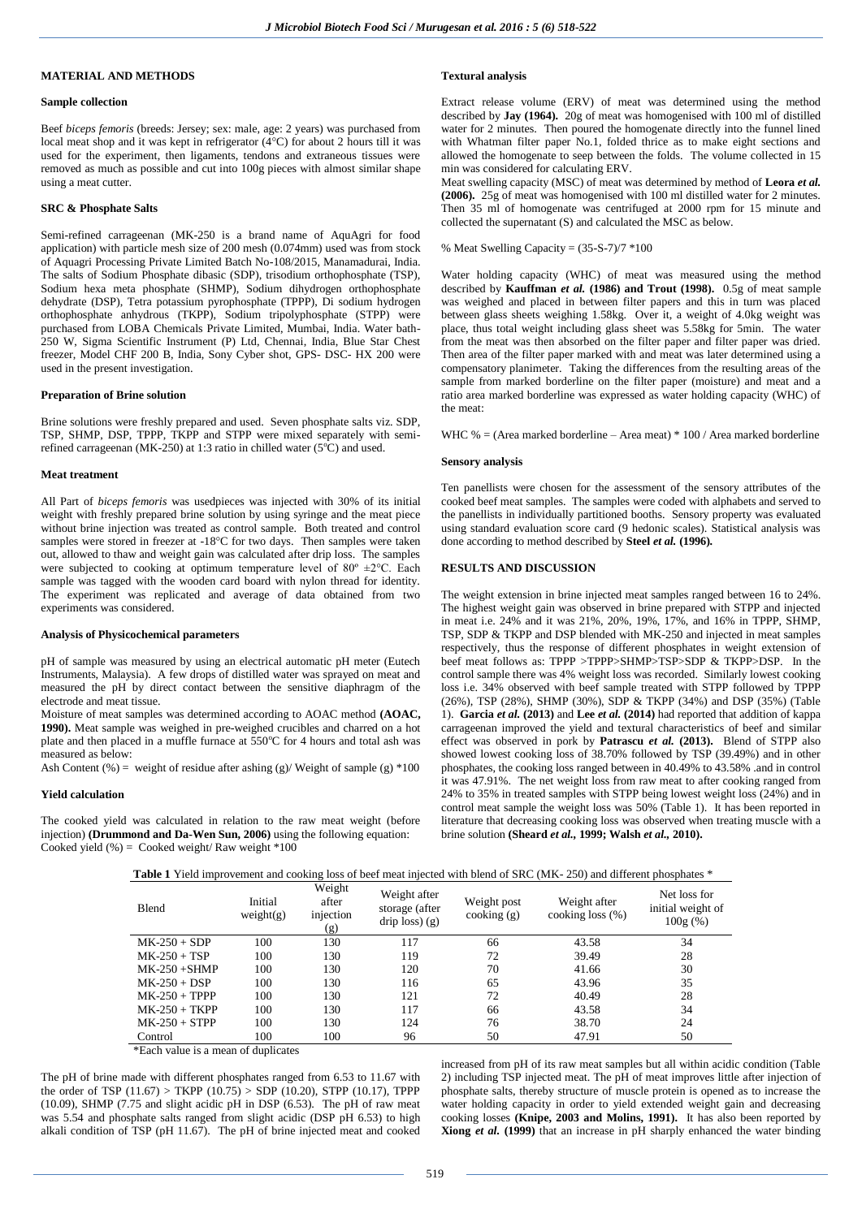## MATERIAL AND METHODS

### Sample collection

Beef *biceps femoris* (breeds: Jersey; sex: male, age: 2 years) was purchased from local meat shop and it was kept in refrigerator (4°C) for about 2 hours till it was used for the experiment, then ligaments, tendons and extraneous tissues were removed as much as possible and cut into 100g pieces with almost similar shape using a meat cutter.

### SRC & Phosphate Salts

Semi-refined carrageenan (MK-250 is a brand name of AquAgri for food application) with particle mesh size of 200 mesh (0.074mm) used was from stock of Aquagri Processing Private Limited Batch No-108/2015, Manamadurai, India. The salts of Sodium Phosphate dibasic (SDP), trisodium orthophosphate (TSP), Sodium hexa meta phosphate (SHMP), Sodium dihydrogen orthophosphate dehydrate (DSP), Tetra potassium pyrophosphate (TPPP), Di sodium hydrogen orthophosphate anhydrous (TKPP), Sodium tripolyphosphate (STPP) were purchased from LOBA Chemicals Private Limited, Mumbai, India. Water bath-250 W, Sigma Scientific Instrument (P) Ltd, Chennai, India, Blue Star Chest freezer, Model CHF 200 B, India, Sony Cyber shot, GPS- DSC- HX 200 were used in the present investigation.

### Preparation of Brine solution

Brine solutions were freshly prepared and used. Seven phosphate salts viz. SDP, TSP, SHMP, DSP, TPPP, TKPP and STPP were mixed separately with semi-refined carrageenan (MK-250) at 1:3 ratio in chilled water (5°C) and used.

### Meat treatment

All Part of *biceps femoris* was usedpieces was injected with 30% of its initial weight with freshly prepared brine solution by using syringe and the meat piece without brine injection was treated as control sample. Both treated and control samples were stored in freezer at -18°C for two days. Then samples were taken out, allowed to thaw and weight gain was calculated after drip loss. The samples were subjected to cooking at optimum temperature level of 80° ±2°C. Each sample was tagged with the wooden card board with nylon thread for identity. The experiment was replicated and average of data obtained from two experiments was considered.

### Analysis of Physicochemical parameters

pH of sample was measured by using an electrical automatic pH meter (Eutech Instruments, Malaysia). A few drops of distilled water was sprayed on meat and measured the pH by direct contact between the sensitive diaphragm of the electrode and meat tissue.

Moisture of meat samples was determined according to AOAC method **(AOAC, 1990).** Meat sample was weighed in pre-weighed crucibles and charred on a hot plate and then placed in a muffle furnace at 550°C for 4 hours and total ash was measured as below:

Ash Content (%) = weight of residue after ashing (g)/ Weight of sample (g) *100

### Yield calculation

The cooked yield was calculated in relation to the raw meat weight (before injection) **(Drummond and Da-Wen Sun, 2006)** using the following equation:
Cooked yield (%) = Cooked weight/ Raw weight *100

### Textural analysis

Extract release volume (ERV) of meat was determined using the method described by **Jay (1964).** 20g of meat was homogenised with 100 ml of distilled water for 2 minutes. Then poured the homogenate directly into the funnel lined with Whatman filter paper No.1, folded thrice as to make eight sections and allowed the homogenate to seep between the folds. The volume collected in 15 min was considered for calculating ERV.

Meat swelling capacity (MSC) of meat was determined by method of **Leora *et al.* (2006).** 25g of meat was homogenised with 100 ml distilled water for 2 minutes. Then 35 ml of homogenate was centrifuged at 2000 rpm for 15 minute and collected the supernatant (S) and calculated the MSC as below.

% Meat Swelling Capacity = (35-S-7)/7 *100

Water holding capacity (WHC) of meat was measured using the method described by **Kauffman *et al.* (1986) and Trout (1998).** 0.5g of meat sample was weighed and placed in between filter papers and this in turn was placed between glass sheets weighing 1.58kg. Over it, a weight of 4.0kg weight was place, thus total weight including glass sheet was 5.58kg for 5min. The water from the meat was then absorbed on the filter paper and filter paper was dried. Then area of the filter paper marked with and meat was later determined using a compensatory planimeter. Taking the differences from the resulting areas of the sample from marked borderline on the filter paper (moisture) and meat and a ratio area marked borderline was expressed as water holding capacity (WHC) of the meat:

WHC % = (Area marked borderline – Area meat) * 100 / Area marked borderline

### Sensory analysis

Ten panellists were chosen for the assessment of the sensory attributes of the cooked beef meat samples. The samples were coded with alphabets and served to the panellists in individually partitioned booths. Sensory property was evaluated using standard evaluation score card (9 hedonic scales). Statistical analysis was done according to method described by **Steel *et al.* (1996).**

## RESULTS AND DISCUSSION

The weight extension in brine injected meat samples ranged between 16 to 24%. The highest weight gain was observed in brine prepared with STPP and injected in meat i.e. 24% and it was 21%, 20%, 19%, 17%, and 16% in TPPP, SHMP, TSP, SDP & TKPP and DSP blended with MK-250 and injected in meat samples respectively, thus the response of different phosphates in weight extension of beef meat follows as: TPPP >TPPP>SHMP>TSP>SDP & TKPP>DSP. In the control sample there was 4% weight loss was recorded. Similarly lowest cooking loss i.e. 34% observed with beef sample treated with STPP followed by TPPP (26%), TSP (28%), SHMP (30%), SDP & TKPP (34%) and DSP (35%) (Table 1). **Garcia *et al.* (2013)** and **Lee *et al.* (2014)** had reported that addition of kappa carrageenan improved the yield and textural characteristics of beef and similar effect was observed in pork by **Patrascu *et al.* (2013).** Blend of STPP also showed lowest cooking loss of 38.70% followed by TSP (39.49%) and in other phosphates, the cooking loss ranged between in 40.49% to 43.58% .and in control it was 47.91%. The net weight loss from raw meat to after cooking ranged from 24% to 35% in treated samples with STPP being lowest weight loss (24%) and in control meat sample the weight loss was 50% (Table 1). It has been reported in literature that decreasing cooking loss was observed when treating muscle with a brine solution **(Sheard *et al.*, 1999; Walsh *et al.*, 2010).**

**Table 1** Yield improvement and cooking loss of beef meat injected with blend of SRC (MK- 250) and different phosphates *

| Blend | Initial weight(g) | Weight after injection (g) | Weight after storage (after drip loss) (g) | Weight post cooking (g) | Weight after cooking loss (%) | Net loss for initial weight of 100g (%) |
|---|---|---|---|---|---|---|
| MK-250 + SDP | 100 | 130 | 117 | 66 | 43.58 | 34 |
| MK-250 + TSP | 100 | 130 | 119 | 72 | 39.49 | 28 |
| MK-250 +SHMP | 100 | 130 | 120 | 70 | 41.66 | 30 |
| MK-250 + DSP | 100 | 130 | 116 | 65 | 43.96 | 35 |
| MK-250 + TPPP | 100 | 130 | 121 | 72 | 40.49 | 28 |
| MK-250 + TKPP | 100 | 130 | 117 | 66 | 43.58 | 34 |
| MK-250 + STPP | 100 | 130 | 124 | 76 | 38.70 | 24 |
| Control | 100 | 100 | 96 | 50 | 47.91 | 50 |

*Each value is a mean of duplicates

The pH of brine made with different phosphates ranged from 6.53 to 11.67 with the order of TSP (11.67) > TKPP (10.75) > SDP (10.20), STPP (10.17), TPPP (10.09), SHMP (7.75 and slight acidic pH in DSP (6.53). The pH of raw meat was 5.54 and phosphate salts ranged from slight acidic (DSP pH 6.53) to high alkali condition of TSP (pH 11.67). The pH of brine injected meat and cooked increased from pH of its raw meat samples but all within acidic condition (Table 2) including TSP injected meat. The pH of meat improves little after injection of phosphate salts, thereby structure of muscle protein is opened as to increase the water holding capacity in order to yield extended weight gain and decreasing cooking losses **(Knipe, 2003 and Molins, 1991).** It has also been reported by **Xiong *et al.* (1999)** that an increase in pH sharply enhanced the water binding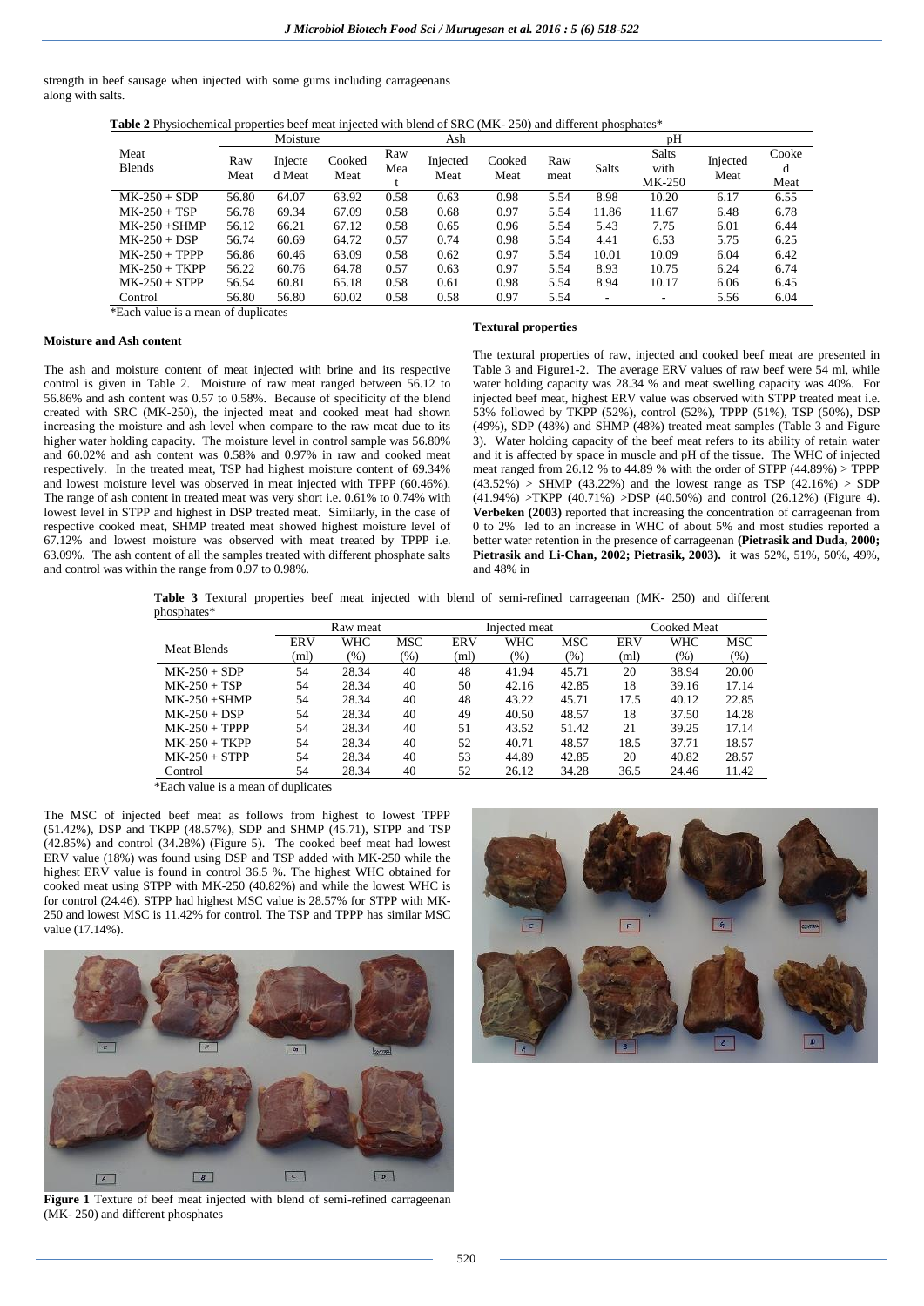strength in beef sausage when injected with some gums including carrageenans along with salts.

**Table 2** Physiochemical properties beef meat injected with blend of SRC (MK- 250) and different phosphates*

| Meat Blends | Moisture | | | Ash | | | pH | | | | |
|---|---|---|---|---|---|---|---|---|---|---|---|
| | Raw Meat | Injected Meat | Cooked Meat | Raw Meat | Injected Meat | Cooked Meat | Raw meat | Salts | Salts with MK-250 | Injected Meat | Cooked Meat |
| MK-250 + SDP | 56.80 | 64.07 | 63.92 | 0.58 | 0.63 | 0.98 | 5.54 | 8.98 | 10.20 | 6.17 | 6.55 |
| MK-250 + TSP | 56.78 | 69.34 | 67.09 | 0.58 | 0.68 | 0.97 | 5.54 | 11.86 | 11.67 | 6.48 | 6.78 |
| MK-250 +SHMP | 56.12 | 66.21 | 67.12 | 0.58 | 0.65 | 0.96 | 5.54 | 5.43 | 7.75 | 6.01 | 6.44 |
| MK-250 + DSP | 56.74 | 60.69 | 64.72 | 0.57 | 0.74 | 0.98 | 5.54 | 4.41 | 6.53 | 5.75 | 6.25 |
| MK-250 + TPPP | 56.86 | 60.46 | 63.09 | 0.58 | 0.62 | 0.97 | 5.54 | 10.01 | 10.09 | 6.04 | 6.42 |
| MK-250 + TKPP | 56.22 | 60.76 | 64.78 | 0.57 | 0.63 | 0.97 | 5.54 | 8.93 | 10.75 | 6.24 | 6.74 |
| MK-250 + STPP | 56.54 | 60.81 | 65.18 | 0.58 | 0.61 | 0.98 | 5.54 | 8.94 | 10.17 | 6.06 | 6.45 |
| Control | 56.80 | 56.80 | 60.02 | 0.58 | 0.58 | 0.97 | 5.54 | - | - | 5.56 | 6.04 |

*Each value is a mean of duplicates

### Moisture and Ash content

The ash and moisture content of meat injected with brine and its respective control is given in Table 2. Moisture of raw meat ranged between 56.12 to 56.86% and ash content was 0.57 to 0.58%. Because of specificity of the blend created with SRC (MK-250), the injected meat and cooked meat had shown increasing the moisture and ash level when compare to the raw meat due to its higher water holding capacity. The moisture level in control sample was 56.80% and 60.02% and ash content was 0.58% and 0.97% in raw and cooked meat respectively. In the treated meat, TSP had highest moisture content of 69.34% and lowest moisture level was observed in meat injected with TPPP (60.46%). The range of ash content in treated meat was very short i.e. 0.61% to 0.74% with lowest level in STPP and highest in DSP treated meat. Similarly, in the case of respective cooked meat, SHMP treated meat showed highest moisture level of 67.12% and lowest moisture was observed with meat treated by TPPP i.e. 63.09%. The ash content of all the samples treated with different phosphate salts and control was within the range from 0.97 to 0.98%.

### Textural properties

The textural properties of raw, injected and cooked beef meat are presented in Table 3 and Figure1-2. The average ERV values of raw beef were 54 ml, while water holding capacity was 28.34 % and meat swelling capacity was 40%. For injected beef meat, highest ERV value was observed with STPP treated meat i.e. 53% followed by TKPP (52%), control (52%), TPPP (51%), TSP (50%), DSP (49%), SDP (48%) and SHMP (48%) treated meat samples (Table 3 and Figure 3). Water holding capacity of the beef meat refers to its ability of retain water and it is affected by space in muscle and pH of the tissue. The WHC of injected meat ranged from 26.12 % to 44.89 % with the order of STPP (44.89%) > TPPP (43.52%) > SHMP (43.22%) and the lowest range as TSP (42.16%) > SDP (41.94%) >TKPP (40.71%) >DSP (40.50%) and control (26.12%) (Figure 4). **Verbeken (2003)** reported that increasing the concentration of carrageenan from 0 to 2% led to an increase in WHC of about 5% and most studies reported a better water retention in the presence of carrageenan **(Pietrasik and Duda, 2000; Pietrasik and Li-Chan, 2002; Pietrasik, 2003).** it was 52%, 51%, 50%, 49%, and 48% in

**Table 3** Textural properties beef meat injected with blend of semi-refined carrageenan (MK- 250) and different phosphates*

| Meat Blends | Raw meat | | | Injected meat | | | Cooked Meat | | |
|---|---|---|---|---|---|---|---|---|---|
| | ERV (ml) | WHC (%) | MSC (%) | ERV (ml) | WHC (%) | MSC (%) | ERV (ml) | WHC (%) | MSC (%) |
| MK-250 + SDP | 54 | 28.34 | 40 | 48 | 41.94 | 45.71 | 20 | 38.94 | 20.00 |
| MK-250 + TSP | 54 | 28.34 | 40 | 50 | 42.16 | 42.85 | 18 | 39.16 | 17.14 |
| MK-250 +SHMP | 54 | 28.34 | 40 | 48 | 43.22 | 45.71 | 17.5 | 40.12 | 22.85 |
| MK-250 + DSP | 54 | 28.34 | 40 | 49 | 40.50 | 48.57 | 18 | 37.50 | 14.28 |
| MK-250 + TPPP | 54 | 28.34 | 40 | 51 | 43.52 | 51.42 | 21 | 39.25 | 17.14 |
| MK-250 + TKPP | 54 | 28.34 | 40 | 52 | 40.71 | 48.57 | 18.5 | 37.71 | 18.57 |
| MK-250 + STPP | 54 | 28.34 | 40 | 53 | 44.89 | 42.85 | 20 | 40.82 | 28.57 |
| Control | 54 | 28.34 | 40 | 52 | 26.12 | 34.28 | 36.5 | 24.46 | 11.42 |

*Each value is a mean of duplicates

The MSC of injected beef meat as follows from highest to lowest TPPP (51.42%), DSP and TKPP (48.57%), SDP and SHMP (45.71), STPP and TSP (42.85%) and control (34.28%) (Figure 5). The cooked beef meat had lowest ERV value (18%) was found using DSP and TSP added with MK-250 while the highest ERV value is found in control 36.5 %. The highest WHC obtained for cooked meat using STPP with MK-250 (40.82%) and while the lowest WHC is for control (24.46). STPP had highest MSC value is 28.57% for STPP with MK-250 and lowest MSC is 11.42% for control. The TSP and TPPP has similar MSC value (17.14%).

**Figure 1** Texture of beef meat injected with blend of semi-refined carrageenan (MK- 250) and different phosphates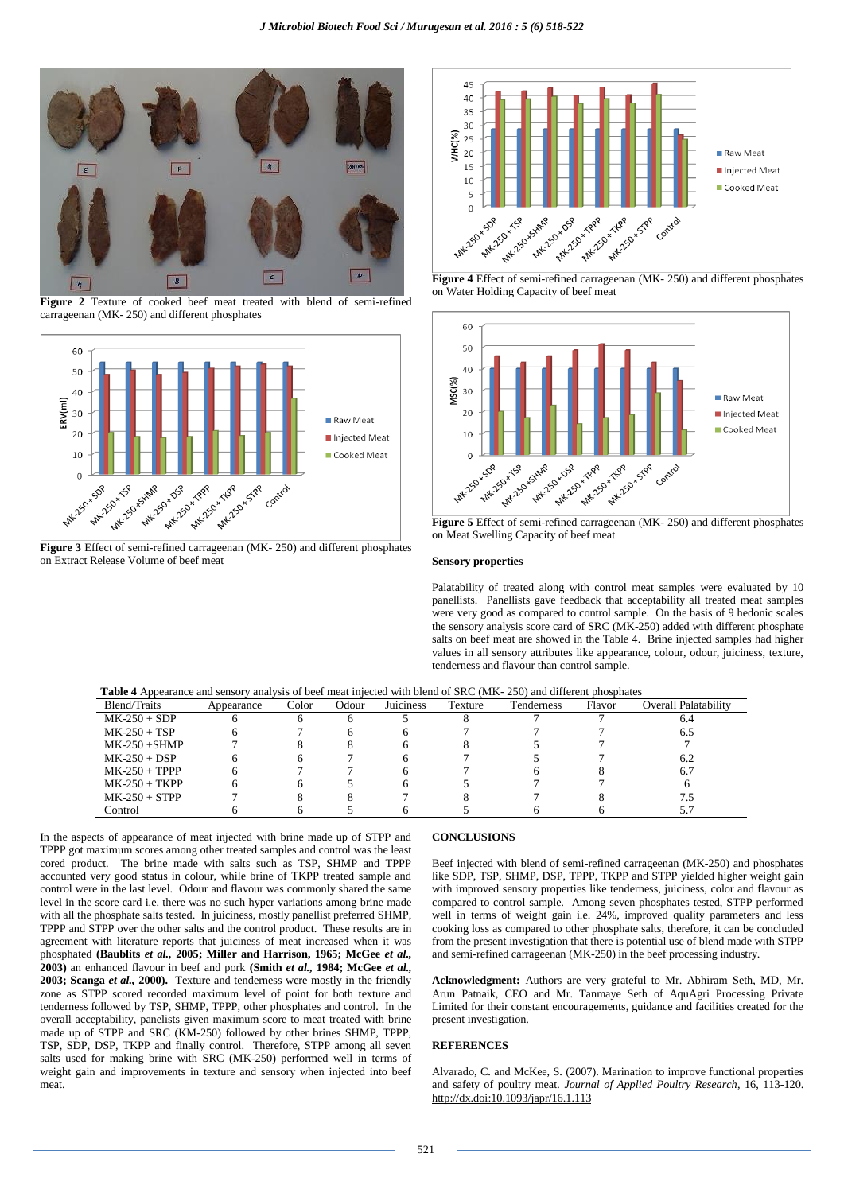**Figure 2** Texture of cooked beef meat treated with blend of semi-refined carrageenan (MK- 250) and different phosphates

**Figure 3** Effect of semi-refined carrageenan (MK- 250) and different phosphates on Extract Release Volume of beef meat

**Figure 4** Effect of semi-refined carrageenan (MK- 250) and different phosphates on Water Holding Capacity of beef meat

**Figure 5** Effect of semi-refined carrageenan (MK- 250) and different phosphates on Meat Swelling Capacity of beef meat

### Sensory properties

Palatability of treated along with control meat samples were evaluated by 10 panellists. Panellists gave feedback that acceptability all treated meat samples were very good as compared to control sample. On the basis of 9 hedonic scales the sensory analysis score card of SRC (MK-250) added with different phosphate salts on beef meat are showed in the Table 4. Brine injected samples had higher values in all sensory attributes like appearance, colour, odour, juiciness, texture, tenderness and flavour than control sample.

**Table 4** Appearance and sensory analysis of beef meat injected with blend of SRC (MK- 250) and different phosphates

| Blend/Traits | Appearance | Color | Odour | Juiciness | Texture | Tenderness | Flavor | Overall Palatability |
|---|---|---|---|---|---|---|---|---|
| MK-250 + SDP | 6 | 6 | 6 | 5 | 8 | 7 | 7 | 6.4 |
| MK-250 + TSP | 6 | 7 | 6 | 6 | 7 | 7 | 7 | 6.5 |
| MK-250 +SHMP | 7 | 8 | 8 | 6 | 8 | 5 | 7 | 7 |
| MK-250 + DSP | 6 | 6 | 7 | 6 | 7 | 5 | 7 | 6.2 |
| MK-250 + TPPP | 6 | 7 | 7 | 6 | 7 | 6 | 8 | 6.7 |
| MK-250 + TKPP | 6 | 6 | 5 | 6 | 5 | 7 | 7 | 6 |
| MK-250 + STPP | 7 | 8 | 8 | 7 | 8 | 7 | 8 | 7.5 |
| Control | 6 | 6 | 5 | 6 | 5 | 6 | 6 | 5.7 |

In the aspects of appearance of meat injected with brine made up of STPP and TPPP got maximum scores among other treated samples and control was the least cored product. The brine made with salts such as TSP, SHMP and TPPP accounted very good status in colour, while brine of TKPP treated sample and control were in the last level. Odour and flavour was commonly shared the same level in the score card i.e. there was no such hyper variations among brine made with all the phosphate salts tested. In juiciness, mostly panellist preferred SHMP, TPPP and STPP over the other salts and the control product. These results are in agreement with literature reports that juiciness of meat increased when it was phosphated **(Baublits *et al.*, 2005; Miller and Harrison, 1965; McGee *et al.*, 2003)** an enhanced flavour in beef and pork **(Smith *et al.*, 1984; McGee *et al.*, 2003; Scanga *et al.*, 2000).** Texture and tenderness were mostly in the friendly zone as STPP scored recorded maximum level of point for both texture and tenderness followed by TSP, SHMP, TPPP, other phosphates and control. In the overall acceptability, panelists given maximum score to meat treated with brine made up of STPP and SRC (KM-250) followed by other brines SHMP, TPPP, TSP, SDP, DSP, TKPP and finally control. Therefore, STPP among all seven salts used for making brine with SRC (MK-250) performed well in terms of weight gain and improvements in texture and sensory when injected into beef meat.

## CONCLUSIONS

Beef injected with blend of semi-refined carrageenan (MK-250) and phosphates like SDP, TSP, SHMP, DSP, TPPP, TKPP and STPP yielded higher weight gain with improved sensory properties like tenderness, juiciness, color and flavour as compared to control sample. Among seven phosphates tested, STPP performed well in terms of weight gain i.e. 24%, improved quality parameters and less cooking loss as compared to other phosphate salts, therefore, it can be concluded from the present investigation that there is potential use of blend made with STPP and semi-refined carrageenan (MK-250) in the beef processing industry.

**Acknowledgment:** Authors are very grateful to Mr. Abhiram Seth, MD, Mr. Arun Patnaik, CEO and Mr. Tanmaye Seth of AquAgri Processing Private Limited for their constant encouragements, guidance and facilities created for the present investigation.

## REFERENCES

Alvarado, C. and McKee, S. (2007). Marination to improve functional properties and safety of poultry meat. *Journal of Applied Poultry Research*, 16, 113-120. http://dx.doi:10.1093/japr/16.1.113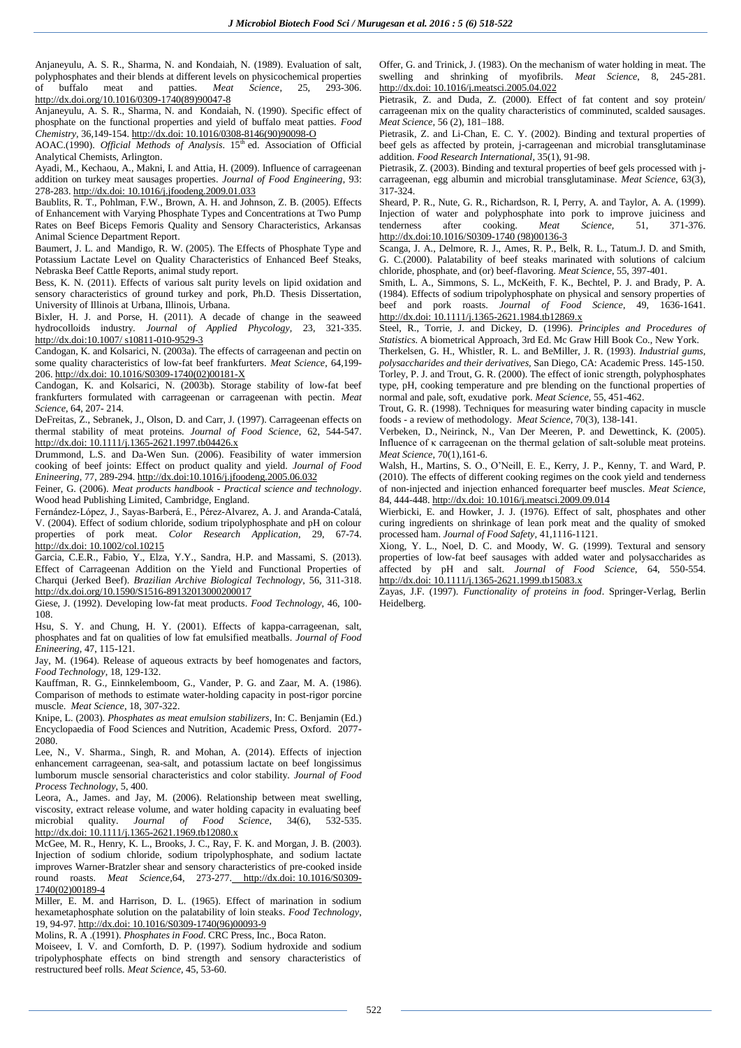Anjaneyulu, A. S. R., Sharma, N. and Kondaiah, N. (1989). Evaluation of salt, polyphosphates and their blends at different levels on physicochemical properties of buffalo meat and patties. *Meat Science*, 25, 293-306. http://dx.doi.org/10.1016/0309-1740(89)90047-8

Anjaneyulu, A. S. R., Sharma, N. and Kondaiah, N. (1990). Specific effect of phosphate on the functional properties and yield of buffalo meat patties. *Food Chemistry*, 36,149-154. http://dx.doi: 10.1016/0308-8146(90)90098-O

AOAC.(1990). *Official Methods of Analysis*. 15th ed. Association of Official Analytical Chemists, Arlington.

Ayadi, M., Kechaou, A., Makni, I. and Attia, H. (2009). Influence of carrageenan addition on turkey meat sausages properties. *Journal of Food Engineering*, 93: 278-283. http://dx.doi: 10.1016/j.jfoodeng.2009.01.033

Baublits, R. T., Pohlman, F.W., Brown, A. H. and Johnson, Z. B. (2005). Effects of Enhancement with Varying Phosphate Types and Concentrations at Two Pump Rates on Beef Biceps Femoris Quality and Sensory Characteristics, Arkansas Animal Science Department Report.

Baumert, J. L. and Mandigo, R. W. (2005). The Effects of Phosphate Type and Potassium Lactate Level on Quality Characteristics of Enhanced Beef Steaks, Nebraska Beef Cattle Reports, animal study report.

Bess, K. N. (2011). Effects of various salt purity levels on lipid oxidation and sensory characteristics of ground turkey and pork, Ph.D. Thesis Dissertation, University of Illinois at Urbana, Illinois, Urbana.

Bixler, H. J. and Porse, H. (2011). A decade of change in the seaweed hydrocolloids industry. *Journal of Applied Phycology*, 23, 321-335. http://dx.doi:10.1007/ s10811-010-9529-3

Candogan, K. and Kolsarici, N. (2003a). The effects of carrageenan and pectin on some quality characteristics of low-fat beef frankfurters. *Meat Science*, 64,199-206. http://dx.doi: 10.1016/S0309-1740(02)00181-X

Candogan, K. and Kolsarici, N. (2003b). Storage stability of low-fat beef frankfurters formulated with carrageenan or carrageenan with pectin. *Meat Science*, 64, 207- 214.

DeFreitas, Z., Sebranek, J., Olson, D. and Carr, J. (1997). Carrageenan effects on thermal stability of meat proteins. *Journal of Food Science*, 62, 544-547. http://dx.doi: 10.1111/j.1365-2621.1997.tb04426.x

Drummond, L.S. and Da-Wen Sun. (2006). Feasibility of water immersion cooking of beef joints: Effect on product quality and yield. *Journal of Food Enineering*, 77, 289-294. http://dx.doi:10.1016/j.jfoodeng.2005.06.032

Feiner, G. (2006). *Meat products handbook - Practical science and technology*. Wood head Publishing Limited, Cambridge, England.

Fernández-López, J., Sayas-Barberá, E., Pérez-Alvarez, A. J. and Aranda-Catalá, V. (2004). Effect of sodium chloride, sodium tripolyphosphate and pH on colour properties of pork meat. *Color Research Application*, 29, 67-74. http://dx.doi: 10.1002/col.10215

Garcia, C.E.R., Fabio, Y., Elza, Y.Y., Sandra, H.P. and Massami, S. (2013). Effect of Carrageenan Addition on the Yield and Functional Properties of Charqui (Jerked Beef). *Brazilian Archive Biological Technology*, 56, 311-318. http://dx.doi.org/10.1590/S1516-89132013000200017

Giese, J. (1992). Developing low-fat meat products. *Food Technology*, 46, 100-108.

Hsu, S. Y. and Chung, H. Y. (2001). Effects of kappa-carrageenan, salt, phosphates and fat on qualities of low fat emulsified meatballs. *Journal of Food Enineering*, 47, 115-121.

Jay, M. (1964). Release of aqueous extracts by beef homogenates and factors, *Food Technology*, 18, 129-132.

Kauffman, R. G., Einnkelemboom, G., Vander, P. G. and Zaar, M. A. (1986). Comparison of methods to estimate water-holding capacity in post-rigor porcine muscle. *Meat Science*, 18, 307-322.

Knipe, L. (2003). *Phosphates as meat emulsion stabilizers*, In: C. Benjamin (Ed.) Encyclopaedia of Food Sciences and Nutrition, Academic Press, Oxford. 2077-2080.

Lee, N., V. Sharma., Singh, R. and Mohan, A. (2014). Effects of injection enhancement carrageenan, sea-salt, and potassium lactate on beef longissimus lumborum muscle sensorial characteristics and color stability. *Journal of Food Process Technology*, 5, 400.

Leora, A., James. and Jay, M. (2006). Relationship between meat swelling, viscosity, extract release volume, and water holding capacity in evaluating beef microbial quality. *Journal of Food Science*, 34(6), 532-535. http://dx.doi: 10.1111/j.1365-2621.1969.tb12080.x

McGee, M. R., Henry, K. L., Brooks, J. C., Ray, F. K. and Morgan, J. B. (2003). Injection of sodium chloride, sodium tripolyphosphate, and sodium lactate improves Warner-Bratzler shear and sensory characteristics of pre-cooked inside round roasts. *Meat Science*,64, 273-277. http://dx.doi: 10.1016/S0309-1740(02)00189-4

Miller, E. M. and Harrison, D. L. (1965). Effect of marination in sodium hexametaphosphate solution on the palatability of loin steaks. *Food Technology*, 19, 94-97. http://dx.doi: 10.1016/S0309-1740(96)00093-9

Molins, R. A .(1991). *Phosphates in Food*. CRC Press, Inc., Boca Raton.

Moiseev, I. V. and Cornforth, D. P. (1997). Sodium hydroxide and sodium tripolyphosphate effects on bind strength and sensory characteristics of restructured beef rolls. *Meat Science*, 45, 53-60.

Offer, G. and Trinick, J. (1983). On the mechanism of water holding in meat. The swelling and shrinking of myofibrils. *Meat Science*, 8, 245-281. http://dx.doi: 10.1016/j.meatsci.2005.04.022

Pietrasik, Z. and Duda, Z. (2000). Effect of fat content and soy protein/ carrageenan mix on the quality characteristics of comminuted, scalded sausages. *Meat Science*, 56 (2), 181–188.

Pietrasik, Z. and Li-Chan, E. C. Y. (2002). Binding and textural properties of beef gels as affected by protein, j-carrageenan and microbial transglutaminase addition. *Food Research International*, 35(1), 91-98.

Pietrasik, Z. (2003). Binding and textural properties of beef gels processed with j-carrageenan, egg albumin and microbial transglutaminase. *Meat Science*, 63(3), 317-324.

Sheard, P. R., Nute, G. R., Richardson, R. I, Perry, A. and Taylor, A. A. (1999). Injection of water and polyphosphate into pork to improve juiciness and tenderness after cooking. *Meat Science*, 51, 371-376. http://dx.doi:10.1016/S0309-1740 (98)00136-3

Scanga, J. A., Delmore, R. J., Ames, R. P., Belk, R. L., Tatum.J. D. and Smith, G. C.(2000). Palatability of beef steaks marinated with solutions of calcium chloride, phosphate, and (or) beef-flavoring. *Meat Science*, 55, 397-401.

Smith, L. A., Simmons, S. L., McKeith, F. K., Bechtel, P. J. and Brady, P. A. (1984). Effects of sodium tripolyphosphate on physical and sensory properties of beef and pork roasts. *Journal of Food Science*, 49, 1636-1641. http://dx.doi: 10.1111/j.1365-2621.1984.tb12869.x

Steel, R., Torrie, J. and Dickey, D. (1996). *Principles and Procedures of Statistics*. A biometrical Approach, 3rd Ed. Mc Graw Hill Book Co., New York.

Therkelsen, G. H., Whistler, R. L. and BeMiller, J. R. (1993). *Industrial gums, polysaccharides and their derivatives*, San Diego, CA: Academic Press. 145-150.

Torley, P. J. and Trout, G. R. (2000). The effect of ionic strength, polyphosphates type, pH, cooking temperature and pre blending on the functional properties of normal and pale, soft, exudative pork. *Meat Science*, 55, 451-462.

Trout, G. R. (1998). Techniques for measuring water binding capacity in muscle foods - a review of methodology. *Meat Science*, 70(3), 138-141.

Verbeken, D., Neirinck, N., Van Der Meeren, P. and Dewettinck, K. (2005). Influence of κ carrageenan on the thermal gelation of salt-soluble meat proteins. *Meat Science*, 70(1),161-6.

Walsh, H., Martins, S. O., O'Neill, E. E., Kerry, J. P., Kenny, T. and Ward, P. (2010). The effects of different cooking regimes on the cook yield and tenderness of non-injected and injection enhanced forequarter beef muscles. *Meat Science*, 84, 444-448. http://dx.doi: 10.1016/j.meatsci.2009.09.014

Wierbicki, E. and Howker, J. J. (1976). Effect of salt, phosphates and other curing ingredients on shrinkage of lean pork meat and the quality of smoked processed ham. *Journal of Food Safety*, 41,1116-1121.

Xiong, Y. L., Noel, D. C. and Moody, W. G. (1999). Textural and sensory properties of low-fat beef sausages with added water and polysaccharides as affected by pH and salt. *Journal of Food Science*, 64, 550-554. http://dx.doi: 10.1111/j.1365-2621.1999.tb15083.x

Zayas, J.F. (1997). *Functionality of proteins in food*. Springer-Verlag, Berlin Heidelberg.